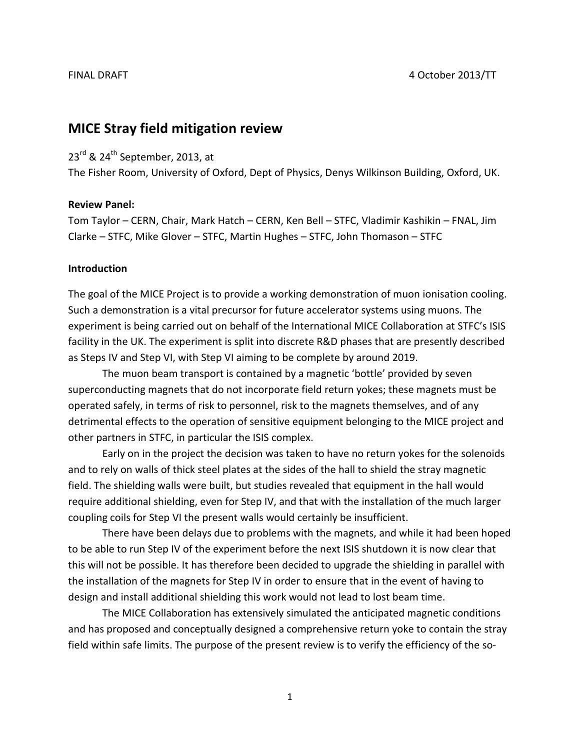FINAL DRAFT 4 October 2013/TT

# MICE Stray field mitigation review

23rd & 24th September, 2013, at
The Fisher Room, University of Oxford, Dept of Physics, Denys Wilkinson Building, Oxford, UK.

**Review Panel:**
Tom Taylor – CERN, Chair, Mark Hatch – CERN, Ken Bell – STFC, Vladimir Kashikin – FNAL, Jim Clarke – STFC, Mike Glover – STFC, Martin Hughes – STFC, John Thomason – STFC

**Introduction**

The goal of the MICE Project is to provide a working demonstration of muon ionisation cooling. Such a demonstration is a vital precursor for future accelerator systems using muons. The experiment is being carried out on behalf of the International MICE Collaboration at STFC's ISIS facility in the UK. The experiment is split into discrete R&D phases that are presently described as Steps IV and Step VI, with Step VI aiming to be complete by around 2019.

The muon beam transport is contained by a magnetic 'bottle' provided by seven superconducting magnets that do not incorporate field return yokes; these magnets must be operated safely, in terms of risk to personnel, risk to the magnets themselves, and of any detrimental effects to the operation of sensitive equipment belonging to the MICE project and other partners in STFC, in particular the ISIS complex.

Early on in the project the decision was taken to have no return yokes for the solenoids and to rely on walls of thick steel plates at the sides of the hall to shield the stray magnetic field. The shielding walls were built, but studies revealed that equipment in the hall would require additional shielding, even for Step IV, and that with the installation of the much larger coupling coils for Step VI the present walls would certainly be insufficient.

There have been delays due to problems with the magnets, and while it had been hoped to be able to run Step IV of the experiment before the next ISIS shutdown it is now clear that this will not be possible. It has therefore been decided to upgrade the shielding in parallel with the installation of the magnets for Step IV in order to ensure that in the event of having to design and install additional shielding this work would not lead to lost beam time.

The MICE Collaboration has extensively simulated the anticipated magnetic conditions and has proposed and conceptually designed a comprehensive return yoke to contain the stray field within safe limits. The purpose of the present review is to verify the efficiency of the so-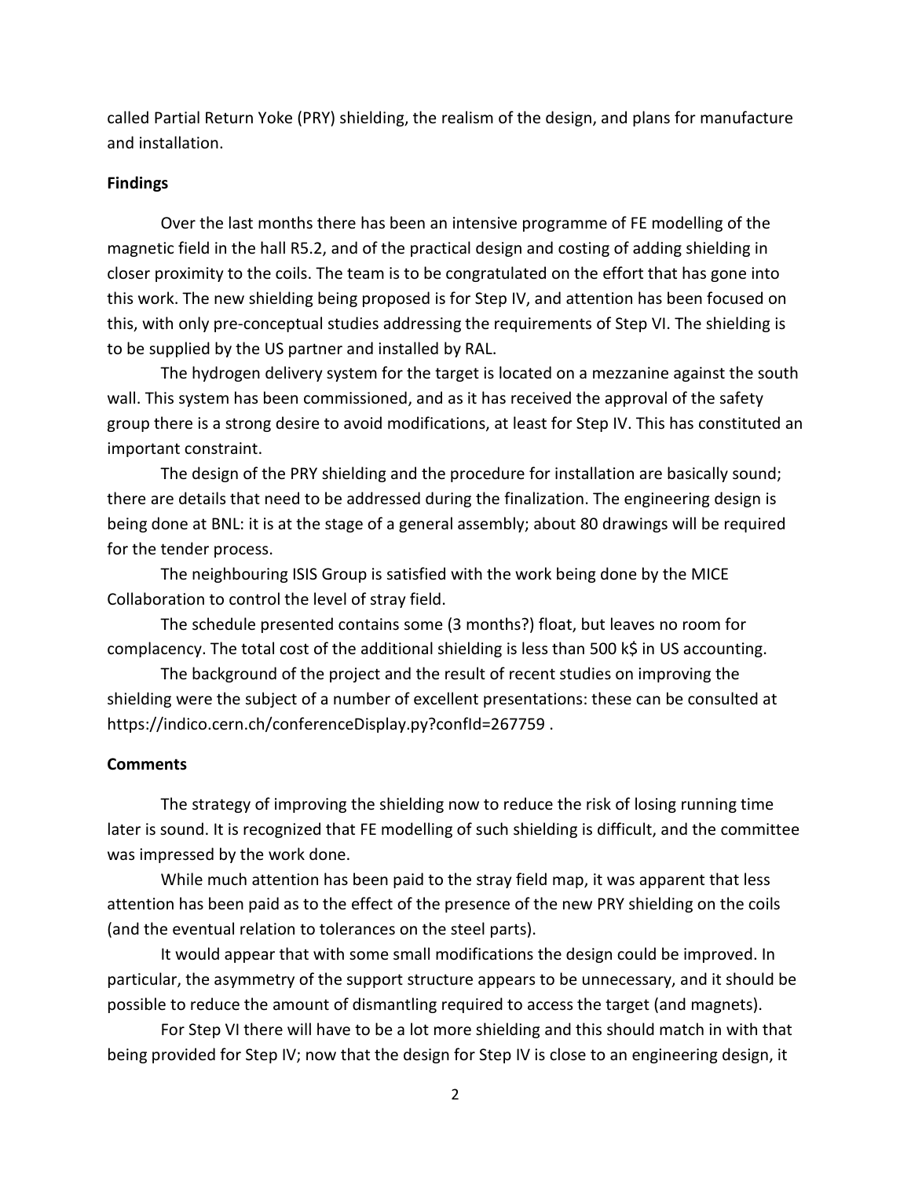called Partial Return Yoke (PRY) shielding, the realism of the design, and plans for manufacture and installation.

**Findings**

Over the last months there has been an intensive programme of FE modelling of the magnetic field in the hall R5.2, and of the practical design and costing of adding shielding in closer proximity to the coils. The team is to be congratulated on the effort that has gone into this work. The new shielding being proposed is for Step IV, and attention has been focused on this, with only pre-conceptual studies addressing the requirements of Step VI. The shielding is to be supplied by the US partner and installed by RAL.

The hydrogen delivery system for the target is located on a mezzanine against the south wall. This system has been commissioned, and as it has received the approval of the safety group there is a strong desire to avoid modifications, at least for Step IV. This has constituted an important constraint.

The design of the PRY shielding and the procedure for installation are basically sound; there are details that need to be addressed during the finalization. The engineering design is being done at BNL: it is at the stage of a general assembly; about 80 drawings will be required for the tender process.

The neighbouring ISIS Group is satisfied with the work being done by the MICE Collaboration to control the level of stray field.

The schedule presented contains some (3 months?) float, but leaves no room for complacency. The total cost of the additional shielding is less than 500 k$ in US accounting.

The background of the project and the result of recent studies on improving the shielding were the subject of a number of excellent presentations: these can be consulted at https://indico.cern.ch/conferenceDisplay.py?confId=267759 .

**Comments**

The strategy of improving the shielding now to reduce the risk of losing running time later is sound. It is recognized that FE modelling of such shielding is difficult, and the committee was impressed by the work done.

While much attention has been paid to the stray field map, it was apparent that less attention has been paid as to the effect of the presence of the new PRY shielding on the coils (and the eventual relation to tolerances on the steel parts).

It would appear that with some small modifications the design could be improved. In particular, the asymmetry of the support structure appears to be unnecessary, and it should be possible to reduce the amount of dismantling required to access the target (and magnets).

For Step VI there will have to be a lot more shielding and this should match in with that being provided for Step IV; now that the design for Step IV is close to an engineering design, it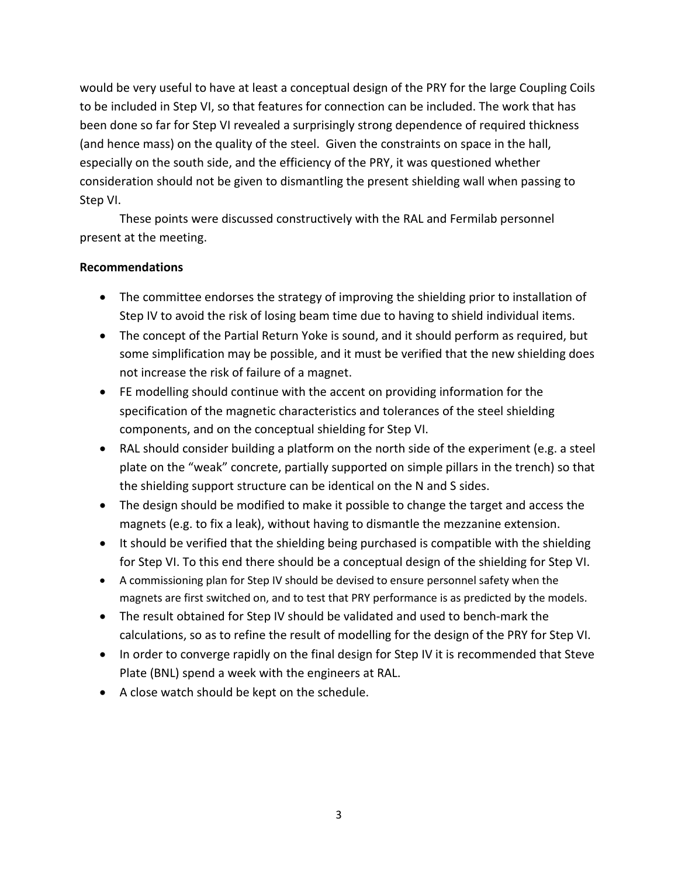would be very useful to have at least a conceptual design of the PRY for the large Coupling Coils to be included in Step VI, so that features for connection can be included. The work that has been done so far for Step VI revealed a surprisingly strong dependence of required thickness (and hence mass) on the quality of the steel. Given the constraints on space in the hall, especially on the south side, and the efficiency of the PRY, it was questioned whether consideration should not be given to dismantling the present shielding wall when passing to Step VI.

These points were discussed constructively with the RAL and Fermilab personnel present at the meeting.

**Recommendations**

- The committee endorses the strategy of improving the shielding prior to installation of Step IV to avoid the risk of losing beam time due to having to shield individual items.
- The concept of the Partial Return Yoke is sound, and it should perform as required, but some simplification may be possible, and it must be verified that the new shielding does not increase the risk of failure of a magnet.
- FE modelling should continue with the accent on providing information for the specification of the magnetic characteristics and tolerances of the steel shielding components, and on the conceptual shielding for Step VI.
- RAL should consider building a platform on the north side of the experiment (e.g. a steel plate on the “weak” concrete, partially supported on simple pillars in the trench) so that the shielding support structure can be identical on the N and S sides.
- The design should be modified to make it possible to change the target and access the magnets (e.g. to fix a leak), without having to dismantle the mezzanine extension.
- It should be verified that the shielding being purchased is compatible with the shielding for Step VI. To this end there should be a conceptual design of the shielding for Step VI.
- A commissioning plan for Step IV should be devised to ensure personnel safety when the magnets are first switched on, and to test that PRY performance is as predicted by the models.
- The result obtained for Step IV should be validated and used to bench-mark the calculations, so as to refine the result of modelling for the design of the PRY for Step VI.
- In order to converge rapidly on the final design for Step IV it is recommended that Steve Plate (BNL) spend a week with the engineers at RAL.
- A close watch should be kept on the schedule.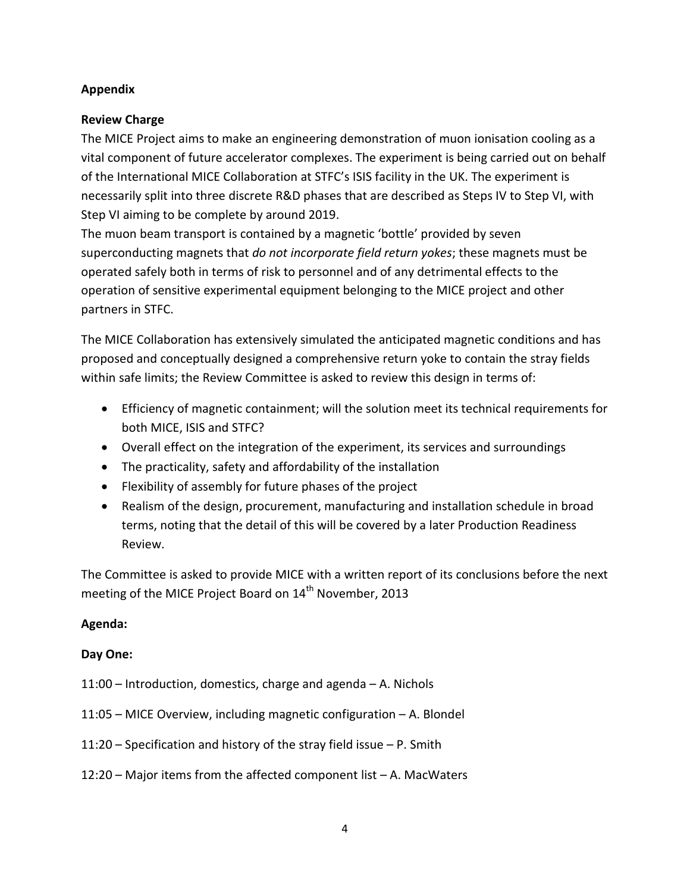**Appendix**

**Review Charge**

The MICE Project aims to make an engineering demonstration of muon ionisation cooling as a vital component of future accelerator complexes. The experiment is being carried out on behalf of the International MICE Collaboration at STFC's ISIS facility in the UK. The experiment is necessarily split into three discrete R&D phases that are described as Steps IV to Step VI, with Step VI aiming to be complete by around 2019.

The muon beam transport is contained by a magnetic 'bottle' provided by seven superconducting magnets that *do not incorporate field return yokes*; these magnets must be operated safely both in terms of risk to personnel and of any detrimental effects to the operation of sensitive experimental equipment belonging to the MICE project and other partners in STFC.

The MICE Collaboration has extensively simulated the anticipated magnetic conditions and has proposed and conceptually designed a comprehensive return yoke to contain the stray fields within safe limits; the Review Committee is asked to review this design in terms of:

- Efficiency of magnetic containment; will the solution meet its technical requirements for both MICE, ISIS and STFC?
- Overall effect on the integration of the experiment, its services and surroundings
- The practicality, safety and affordability of the installation
- Flexibility of assembly for future phases of the project
- Realism of the design, procurement, manufacturing and installation schedule in broad terms, noting that the detail of this will be covered by a later Production Readiness Review.

The Committee is asked to provide MICE with a written report of its conclusions before the next meeting of the MICE Project Board on 14th November, 2013

**Agenda:**

**Day One:**

11:00 – Introduction, domestics, charge and agenda – A. Nichols

11:05 – MICE Overview, including magnetic configuration – A. Blondel

11:20 – Specification and history of the stray field issue – P. Smith

12:20 – Major items from the affected component list – A. MacWaters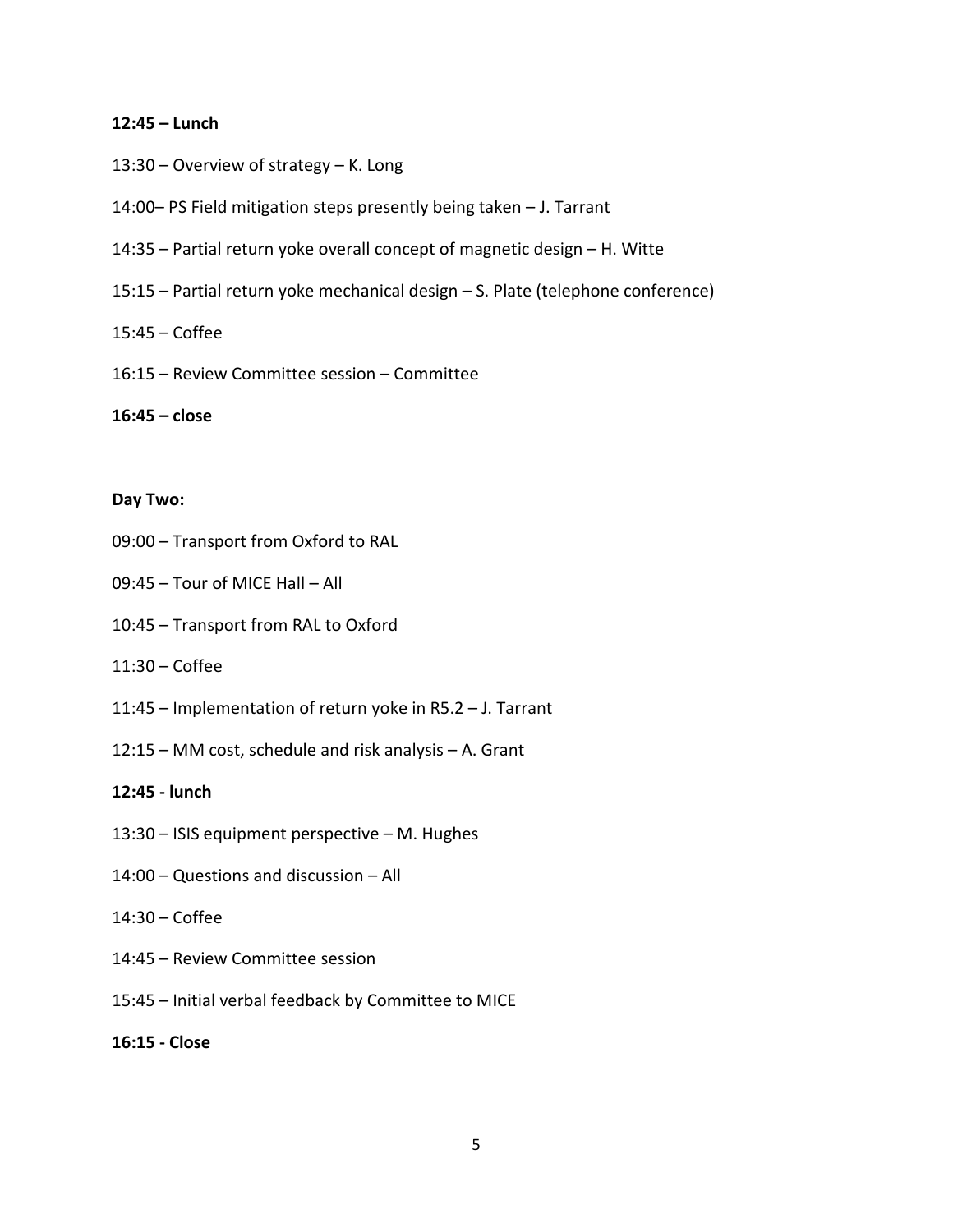**12:45 – Lunch**

13:30 – Overview of strategy – K. Long

14:00– PS Field mitigation steps presently being taken – J. Tarrant

14:35 – Partial return yoke overall concept of magnetic design – H. Witte

15:15 – Partial return yoke mechanical design – S. Plate (telephone conference)

15:45 – Coffee

16:15 – Review Committee session – Committee

**16:45 – close**

**Day Two:**

09:00 – Transport from Oxford to RAL

09:45 – Tour of MICE Hall – All

10:45 – Transport from RAL to Oxford

11:30 – Coffee

11:45 – Implementation of return yoke in R5.2 – J. Tarrant

12:15 – MM cost, schedule and risk analysis – A. Grant

**12:45 - lunch**

13:30 – ISIS equipment perspective – M. Hughes

14:00 – Questions and discussion – All

14:30 – Coffee

14:45 – Review Committee session

15:45 – Initial verbal feedback by Committee to MICE

**16:15 - Close**